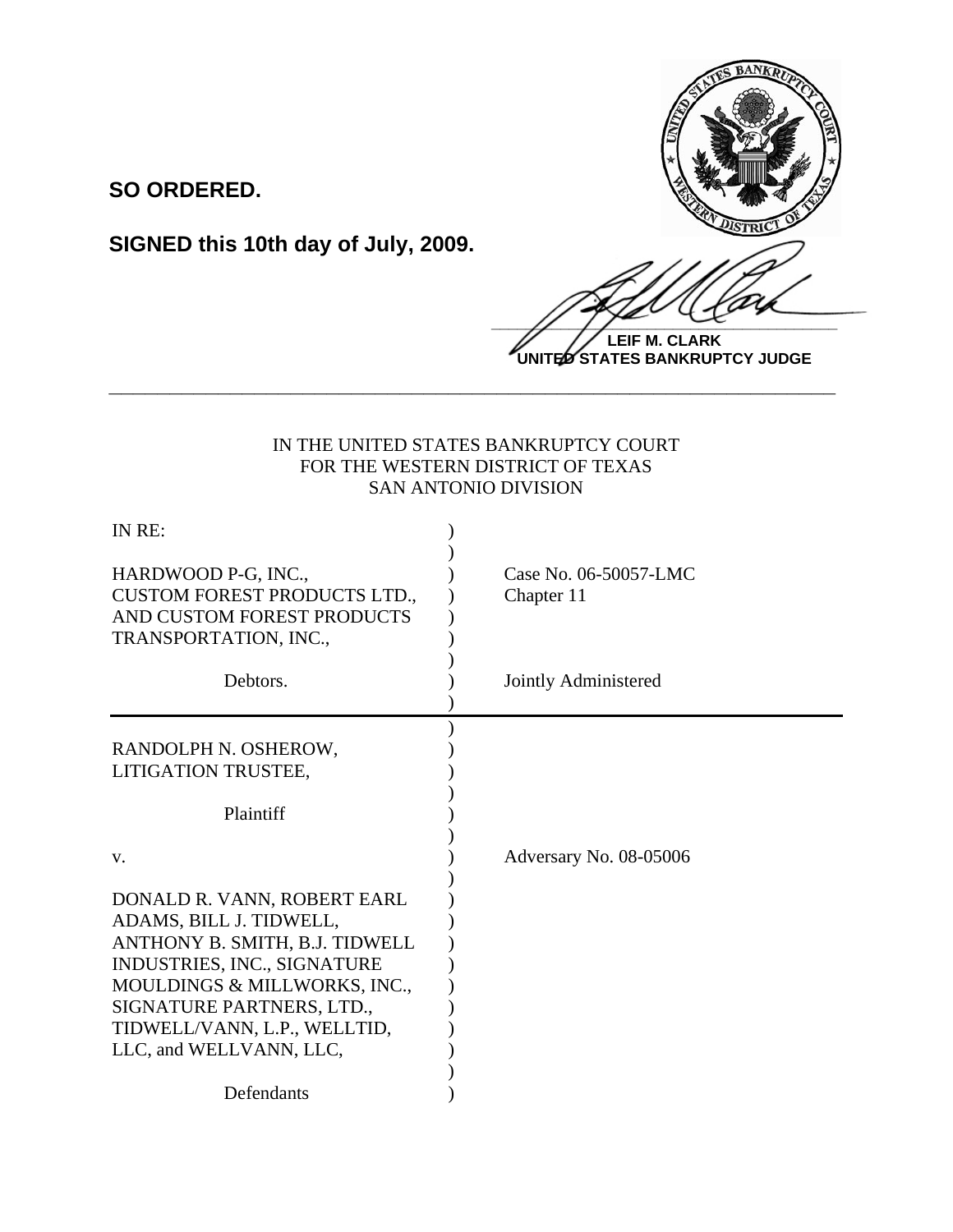**SO ORDERED.**

**SIGNED this 10th day of July, 2009.**

**LEIF M. CLARK**
**UNITED STATES BANKRUPTCY JUDGE**

---

IN THE UNITED STATES BANKRUPTCY COURT
FOR THE WESTERN DISTRICT OF TEXAS
SAN ANTONIO DIVISION

| | | |
|---|---|---|
| IN RE: | ) | |
| HARDWOOD P-G, INC., CUSTOM FOREST PRODUCTS LTD., AND CUSTOM FOREST PRODUCTS TRANSPORTATION, INC., | ) | Case No. 06-50057-LMC<br>Chapter 11 |
| Debtors. | ) | Jointly Administered |
| RANDOLPH N. OSHEROW, LITIGATION TRUSTEE, | ) | |
| Plaintiff | ) | |
| v. | ) | Adversary No. 08-05006 |
| DONALD R. VANN, ROBERT EARL ADAMS, BILL J. TIDWELL, ANTHONY B. SMITH, B.J. TIDWELL INDUSTRIES, INC., SIGNATURE MOULDINGS & MILLWORKS, INC., SIGNATURE PARTNERS, LTD., TIDWELL/VANN, L.P., WELLTID, LLC, and WELLVANN, LLC, | ) | |
| Defendants | ) | |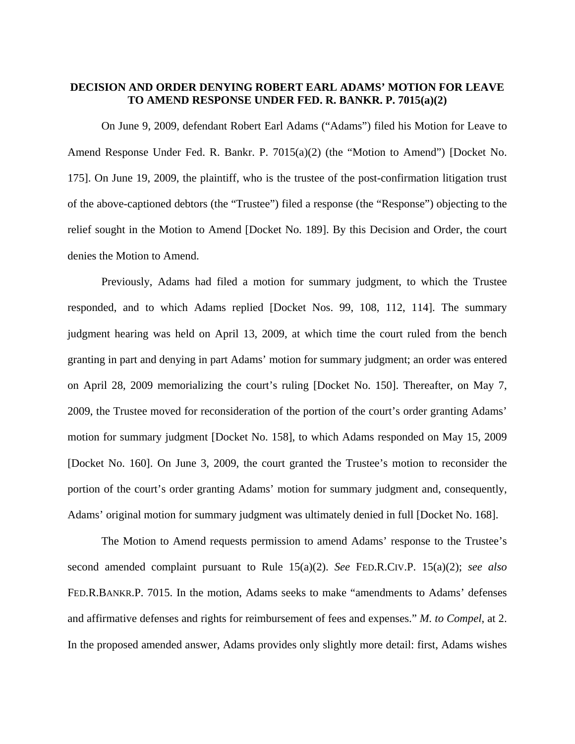**DECISION AND ORDER DENYING ROBERT EARL ADAMS' MOTION FOR LEAVE TO AMEND RESPONSE UNDER FED. R. BANKR. P. 7015(a)(2)**

On June 9, 2009, defendant Robert Earl Adams ("Adams") filed his Motion for Leave to Amend Response Under Fed. R. Bankr. P. 7015(a)(2) (the "Motion to Amend") [Docket No. 175]. On June 19, 2009, the plaintiff, who is the trustee of the post-confirmation litigation trust of the above-captioned debtors (the "Trustee") filed a response (the "Response") objecting to the relief sought in the Motion to Amend [Docket No. 189]. By this Decision and Order, the court denies the Motion to Amend.

Previously, Adams had filed a motion for summary judgment, to which the Trustee responded, and to which Adams replied [Docket Nos. 99, 108, 112, 114]. The summary judgment hearing was held on April 13, 2009, at which time the court ruled from the bench granting in part and denying in part Adams' motion for summary judgment; an order was entered on April 28, 2009 memorializing the court's ruling [Docket No. 150]. Thereafter, on May 7, 2009, the Trustee moved for reconsideration of the portion of the court's order granting Adams' motion for summary judgment [Docket No. 158], to which Adams responded on May 15, 2009 [Docket No. 160]. On June 3, 2009, the court granted the Trustee's motion to reconsider the portion of the court's order granting Adams' motion for summary judgment and, consequently, Adams' original motion for summary judgment was ultimately denied in full [Docket No. 168].

The Motion to Amend requests permission to amend Adams' response to the Trustee's second amended complaint pursuant to Rule 15(a)(2). *See* FED.R.CIV.P. 15(a)(2); *see also* FED.R.BANKR.P. 7015. In the motion, Adams seeks to make "amendments to Adams' defenses and affirmative defenses and rights for reimbursement of fees and expenses." *M. to Compel*, at 2. In the proposed amended answer, Adams provides only slightly more detail: first, Adams wishes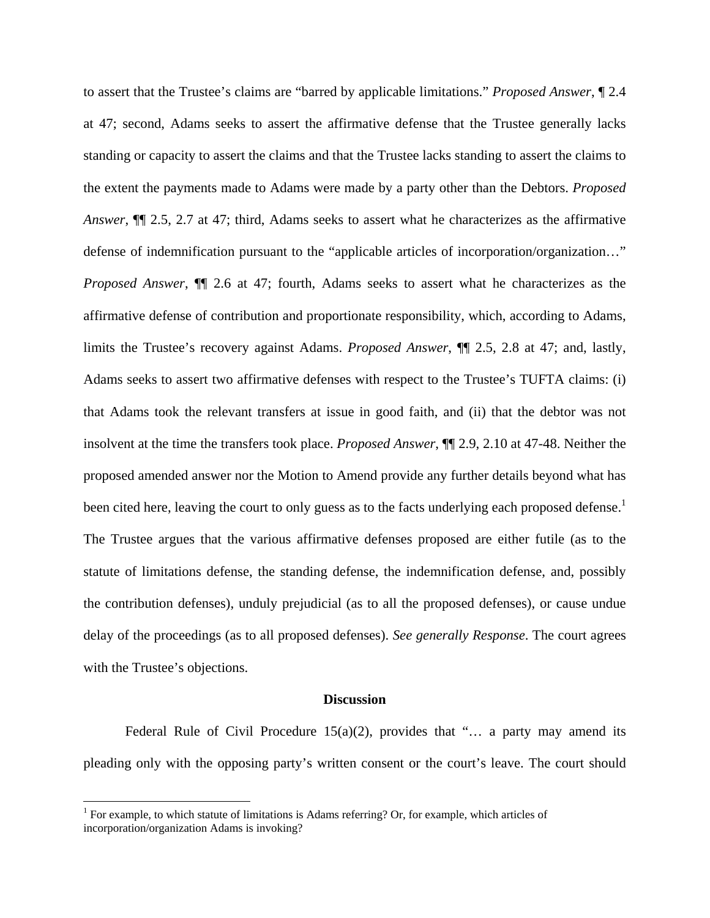to assert that the Trustee's claims are "barred by applicable limitations." *Proposed Answer*, ¶ 2.4 at 47; second, Adams seeks to assert the affirmative defense that the Trustee generally lacks standing or capacity to assert the claims and that the Trustee lacks standing to assert the claims to the extent the payments made to Adams were made by a party other than the Debtors. *Proposed Answer*, ¶¶ 2.5, 2.7 at 47; third, Adams seeks to assert what he characterizes as the affirmative defense of indemnification pursuant to the "applicable articles of incorporation/organization…" *Proposed Answer*, ¶¶ 2.6 at 47; fourth, Adams seeks to assert what he characterizes as the affirmative defense of contribution and proportionate responsibility, which, according to Adams, limits the Trustee's recovery against Adams. *Proposed Answer*, ¶¶ 2.5, 2.8 at 47; and, lastly, Adams seeks to assert two affirmative defenses with respect to the Trustee's TUFTA claims: (i) that Adams took the relevant transfers at issue in good faith, and (ii) that the debtor was not insolvent at the time the transfers took place. *Proposed Answer*, ¶¶ 2.9, 2.10 at 47-48. Neither the proposed amended answer nor the Motion to Amend provide any further details beyond what has been cited here, leaving the court to only guess as to the facts underlying each proposed defense.[1] The Trustee argues that the various affirmative defenses proposed are either futile (as to the statute of limitations defense, the standing defense, the indemnification defense, and, possibly the contribution defenses), unduly prejudicial (as to all the proposed defenses), or cause undue delay of the proceedings (as to all proposed defenses). *See generally Response*. The court agrees with the Trustee's objections.

## Discussion

Federal Rule of Civil Procedure 15(a)(2), provides that "… a party may amend its pleading only with the opposing party's written consent or the court's leave. The court should

[1] For example, to which statute of limitations is Adams referring? Or, for example, which articles of incorporation/organization Adams is invoking?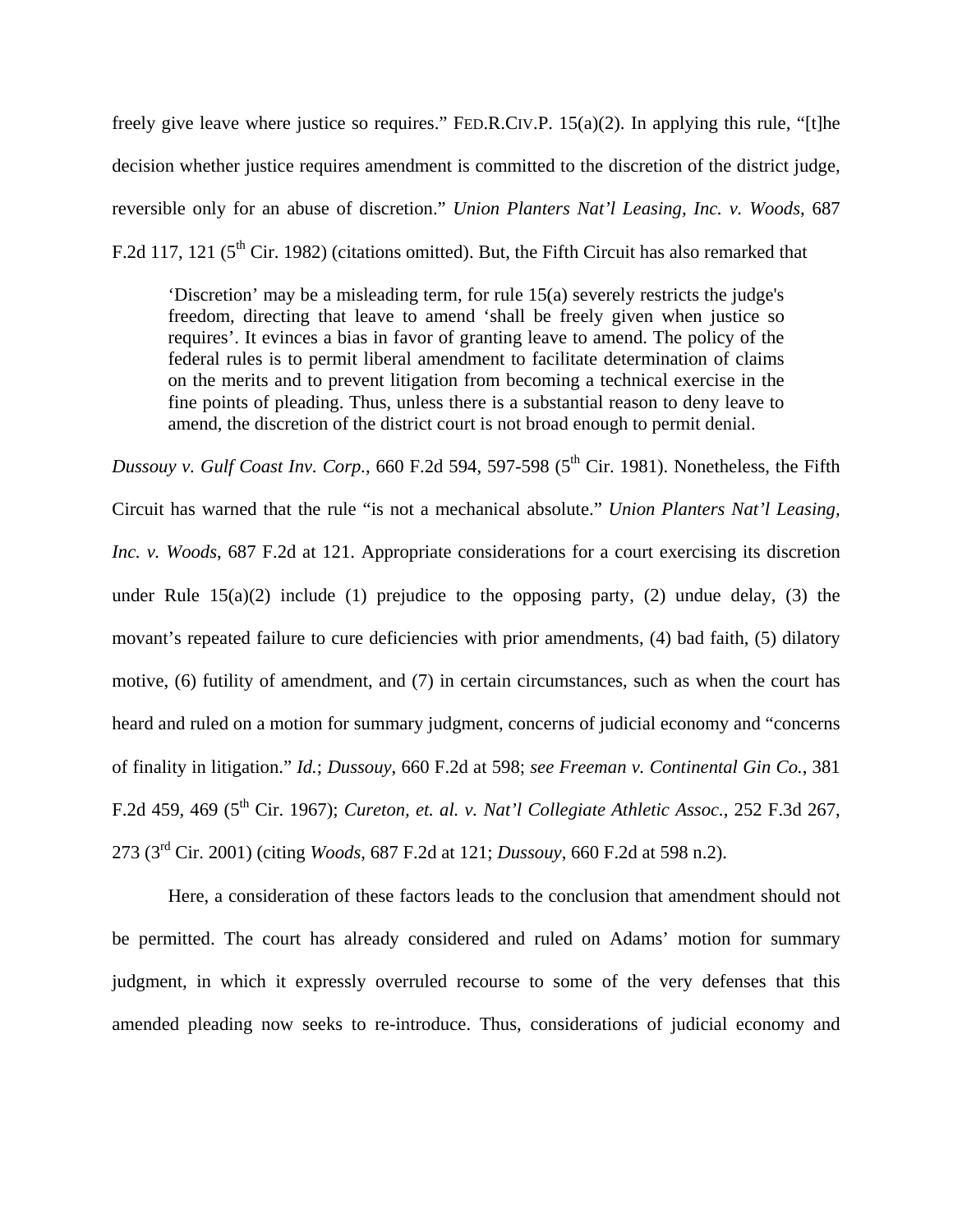freely give leave where justice so requires." FED.R.CIV.P. 15(a)(2). In applying this rule, "[t]he decision whether justice requires amendment is committed to the discretion of the district judge, reversible only for an abuse of discretion." *Union Planters Nat'l Leasing, Inc. v. Woods*, 687 F.2d 117, 121 (5th Cir. 1982) (citations omitted). But, the Fifth Circuit has also remarked that

> 'Discretion' may be a misleading term, for rule 15(a) severely restricts the judge's freedom, directing that leave to amend 'shall be freely given when justice so requires'. It evinces a bias in favor of granting leave to amend. The policy of the federal rules is to permit liberal amendment to facilitate determination of claims on the merits and to prevent litigation from becoming a technical exercise in the fine points of pleading. Thus, unless there is a substantial reason to deny leave to amend, the discretion of the district court is not broad enough to permit denial.

*Dussouy v. Gulf Coast Inv. Corp.*, 660 F.2d 594, 597-598 (5th Cir. 1981). Nonetheless, the Fifth Circuit has warned that the rule "is not a mechanical absolute." *Union Planters Nat'l Leasing, Inc. v. Woods*, 687 F.2d at 121. Appropriate considerations for a court exercising its discretion under Rule 15(a)(2) include (1) prejudice to the opposing party, (2) undue delay, (3) the movant's repeated failure to cure deficiencies with prior amendments, (4) bad faith, (5) dilatory motive, (6) futility of amendment, and (7) in certain circumstances, such as when the court has heard and ruled on a motion for summary judgment, concerns of judicial economy and "concerns of finality in litigation." *Id.*; *Dussouy*, 660 F.2d at 598; *see Freeman v. Continental Gin Co.*, 381 F.2d 459, 469 (5th Cir. 1967); *Cureton, et. al. v. Nat'l Collegiate Athletic Assoc.*, 252 F.3d 267, 273 (3rd Cir. 2001) (citing *Woods*, 687 F.2d at 121; *Dussouy*, 660 F.2d at 598 n.2).

Here, a consideration of these factors leads to the conclusion that amendment should not be permitted. The court has already considered and ruled on Adams' motion for summary judgment, in which it expressly overruled recourse to some of the very defenses that this amended pleading now seeks to re-introduce. Thus, considerations of judicial economy and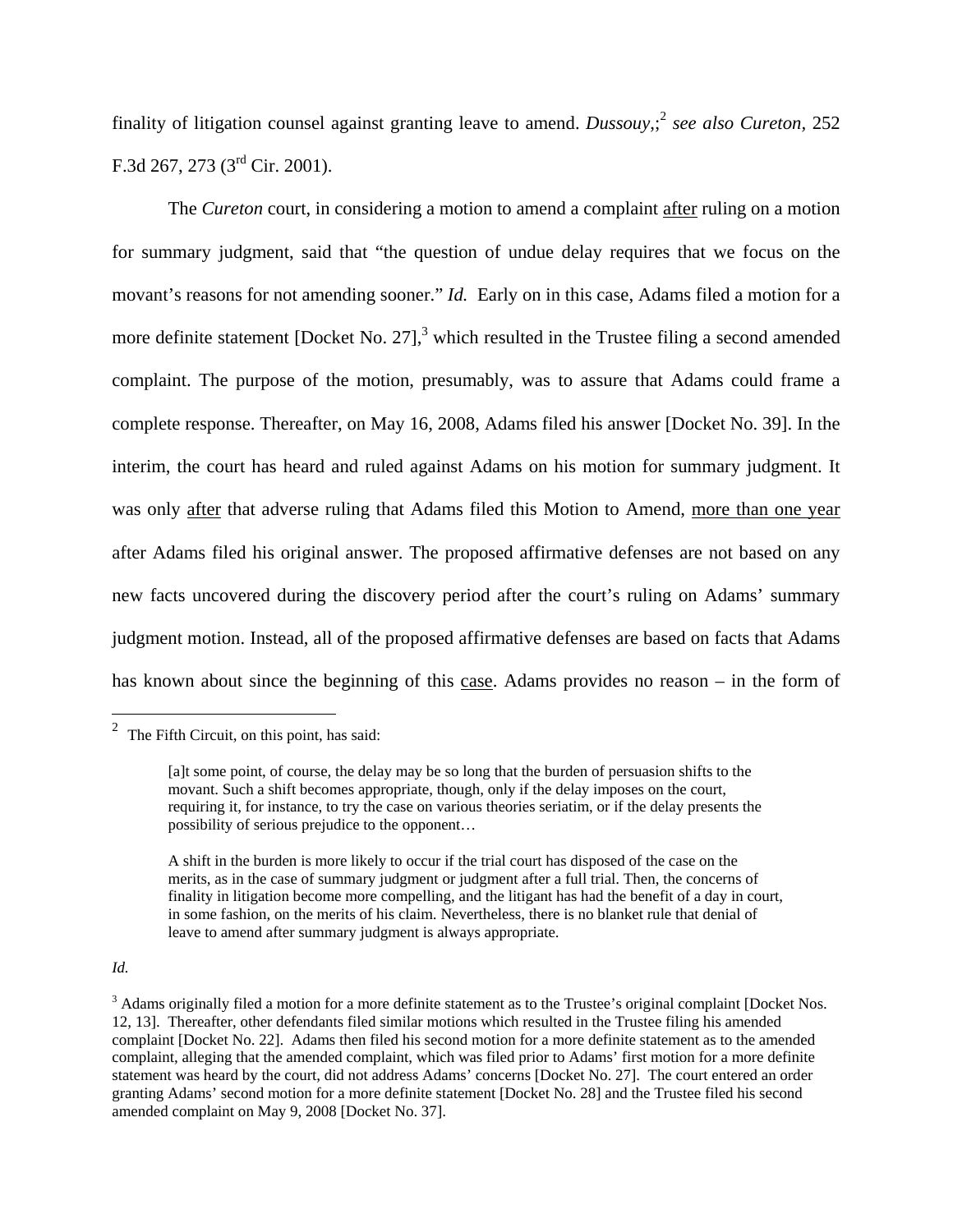finality of litigation counsel against granting leave to amend. *Dussouy*,;[2] *see also Cureton*, 252 F.3d 267, 273 (3rd Cir. 2001).

The *Cureton* court, in considering a motion to amend a complaint after ruling on a motion for summary judgment, said that "the question of undue delay requires that we focus on the movant's reasons for not amending sooner." *Id.* Early on in this case, Adams filed a motion for a more definite statement [Docket No. 27],[3] which resulted in the Trustee filing a second amended complaint. The purpose of the motion, presumably, was to assure that Adams could frame a complete response. Thereafter, on May 16, 2008, Adams filed his answer [Docket No. 39]. In the interim, the court has heard and ruled against Adams on his motion for summary judgment. It was only after that adverse ruling that Adams filed this Motion to Amend, more than one year after Adams filed his original answer. The proposed affirmative defenses are not based on any new facts uncovered during the discovery period after the court's ruling on Adams' summary judgment motion. Instead, all of the proposed affirmative defenses are based on facts that Adams has known about since the beginning of this case. Adams provides no reason – in the form of

---

[2] The Fifth Circuit, on this point, has said:

> [a]t some point, of course, the delay may be so long that the burden of persuasion shifts to the movant. Such a shift becomes appropriate, though, only if the delay imposes on the court, requiring it, for instance, to try the case on various theories seriatim, or if the delay presents the possibility of serious prejudice to the opponent…
>
> A shift in the burden is more likely to occur if the trial court has disposed of the case on the merits, as in the case of summary judgment or judgment after a full trial. Then, the concerns of finality in litigation become more compelling, and the litigant has had the benefit of a day in court, in some fashion, on the merits of his claim. Nevertheless, there is no blanket rule that denial of leave to amend after summary judgment is always appropriate.

*Id.*

[3] Adams originally filed a motion for a more definite statement as to the Trustee's original complaint [Docket Nos. 12, 13]. Thereafter, other defendants filed similar motions which resulted in the Trustee filing his amended complaint [Docket No. 22]. Adams then filed his second motion for a more definite statement as to the amended complaint, alleging that the amended complaint, which was filed prior to Adams' first motion for a more definite statement was heard by the court, did not address Adams' concerns [Docket No. 27]. The court entered an order granting Adams' second motion for a more definite statement [Docket No. 28] and the Trustee filed his second amended complaint on May 9, 2008 [Docket No. 37].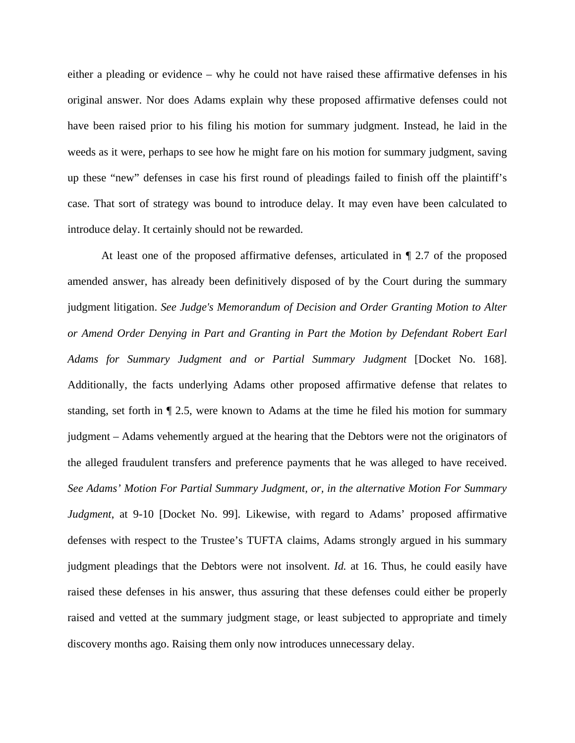either a pleading or evidence – why he could not have raised these affirmative defenses in his original answer. Nor does Adams explain why these proposed affirmative defenses could not have been raised prior to his filing his motion for summary judgment. Instead, he laid in the weeds as it were, perhaps to see how he might fare on his motion for summary judgment, saving up these "new" defenses in case his first round of pleadings failed to finish off the plaintiff's case. That sort of strategy was bound to introduce delay. It may even have been calculated to introduce delay. It certainly should not be rewarded.

At least one of the proposed affirmative defenses, articulated in ¶ 2.7 of the proposed amended answer, has already been definitively disposed of by the Court during the summary judgment litigation. *See Judge's Memorandum of Decision and Order Granting Motion to Alter or Amend Order Denying in Part and Granting in Part the Motion by Defendant Robert Earl Adams for Summary Judgment and or Partial Summary Judgment* [Docket No. 168]. Additionally, the facts underlying Adams other proposed affirmative defense that relates to standing, set forth in ¶ 2.5, were known to Adams at the time he filed his motion for summary judgment – Adams vehemently argued at the hearing that the Debtors were not the originators of the alleged fraudulent transfers and preference payments that he was alleged to have received. *See Adams' Motion For Partial Summary Judgment, or, in the alternative Motion For Summary Judgment*, at 9-10 [Docket No. 99]. Likewise, with regard to Adams' proposed affirmative defenses with respect to the Trustee's TUFTA claims, Adams strongly argued in his summary judgment pleadings that the Debtors were not insolvent. *Id.* at 16. Thus, he could easily have raised these defenses in his answer, thus assuring that these defenses could either be properly raised and vetted at the summary judgment stage, or least subjected to appropriate and timely discovery months ago. Raising them only now introduces unnecessary delay.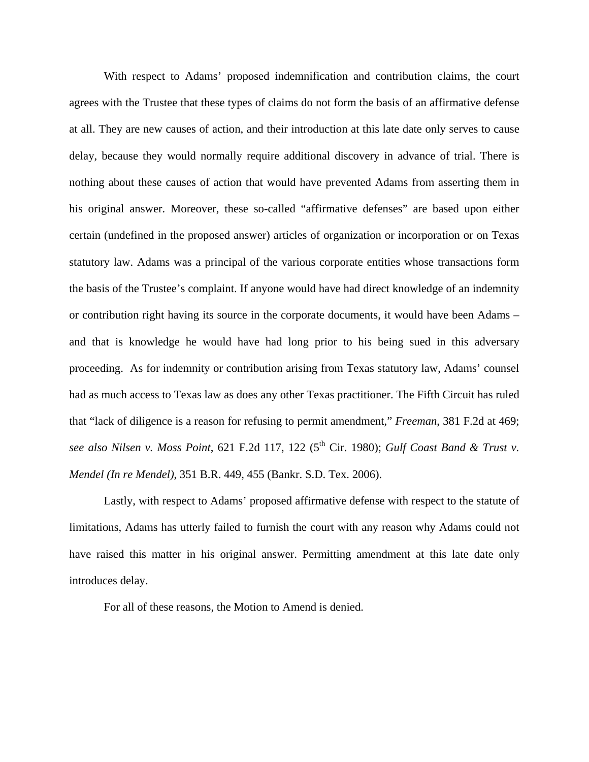With respect to Adams' proposed indemnification and contribution claims, the court agrees with the Trustee that these types of claims do not form the basis of an affirmative defense at all. They are new causes of action, and their introduction at this late date only serves to cause delay, because they would normally require additional discovery in advance of trial. There is nothing about these causes of action that would have prevented Adams from asserting them in his original answer. Moreover, these so-called "affirmative defenses" are based upon either certain (undefined in the proposed answer) articles of organization or incorporation or on Texas statutory law. Adams was a principal of the various corporate entities whose transactions form the basis of the Trustee's complaint. If anyone would have had direct knowledge of an indemnity or contribution right having its source in the corporate documents, it would have been Adams – and that is knowledge he would have had long prior to his being sued in this adversary proceeding. As for indemnity or contribution arising from Texas statutory law, Adams' counsel had as much access to Texas law as does any other Texas practitioner. The Fifth Circuit has ruled that "lack of diligence is a reason for refusing to permit amendment," *Freeman*, 381 F.2d at 469; *see also Nilsen v. Moss Point*, 621 F.2d 117, 122 (5th Cir. 1980); *Gulf Coast Band & Trust v. Mendel (In re Mendel)*, 351 B.R. 449, 455 (Bankr. S.D. Tex. 2006).

Lastly, with respect to Adams' proposed affirmative defense with respect to the statute of limitations, Adams has utterly failed to furnish the court with any reason why Adams could not have raised this matter in his original answer. Permitting amendment at this late date only introduces delay.

For all of these reasons, the Motion to Amend is denied.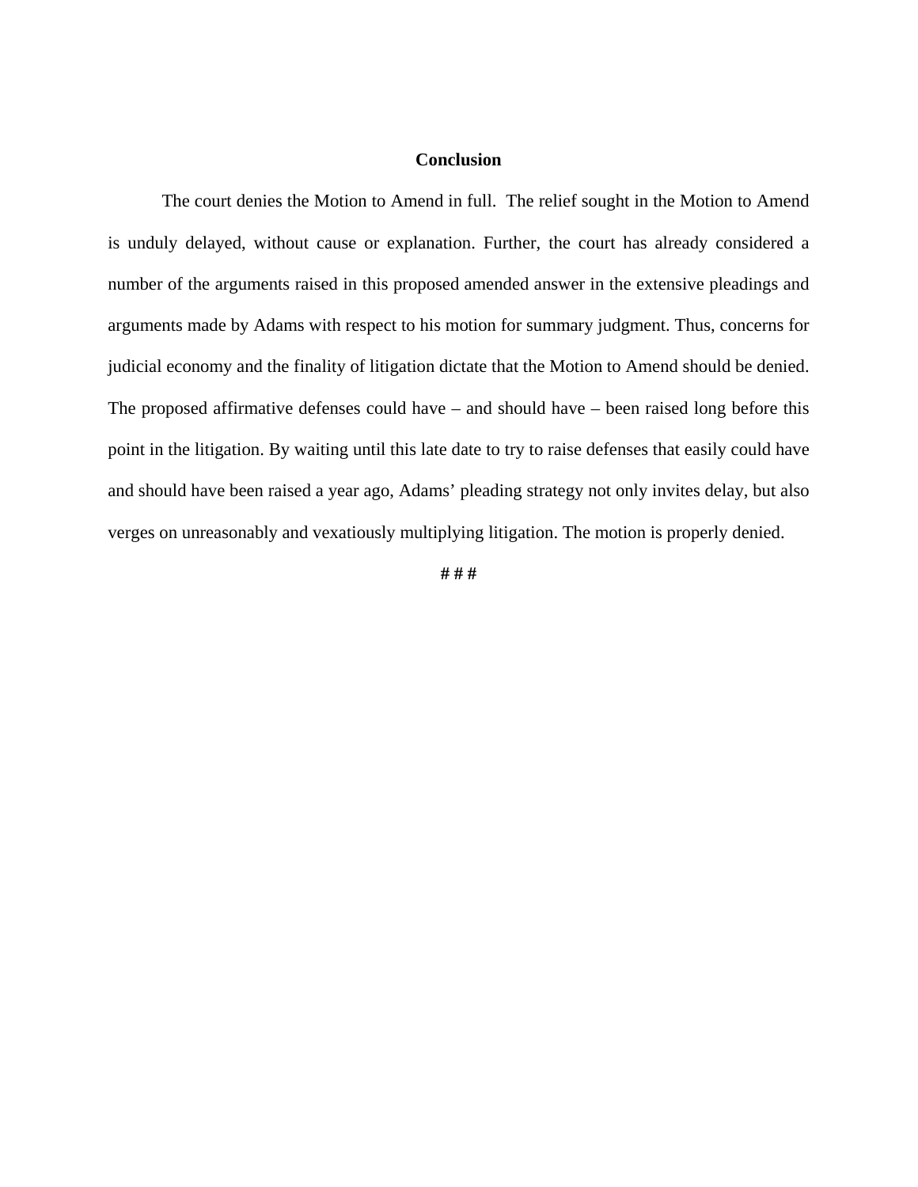## Conclusion

The court denies the Motion to Amend in full. The relief sought in the Motion to Amend is unduly delayed, without cause or explanation. Further, the court has already considered a number of the arguments raised in this proposed amended answer in the extensive pleadings and arguments made by Adams with respect to his motion for summary judgment. Thus, concerns for judicial economy and the finality of litigation dictate that the Motion to Amend should be denied. The proposed affirmative defenses could have – and should have – been raised long before this point in the litigation. By waiting until this late date to try to raise defenses that easily could have and should have been raised a year ago, Adams' pleading strategy not only invites delay, but also verges on unreasonably and vexatiously multiplying litigation. The motion is properly denied.

# # #